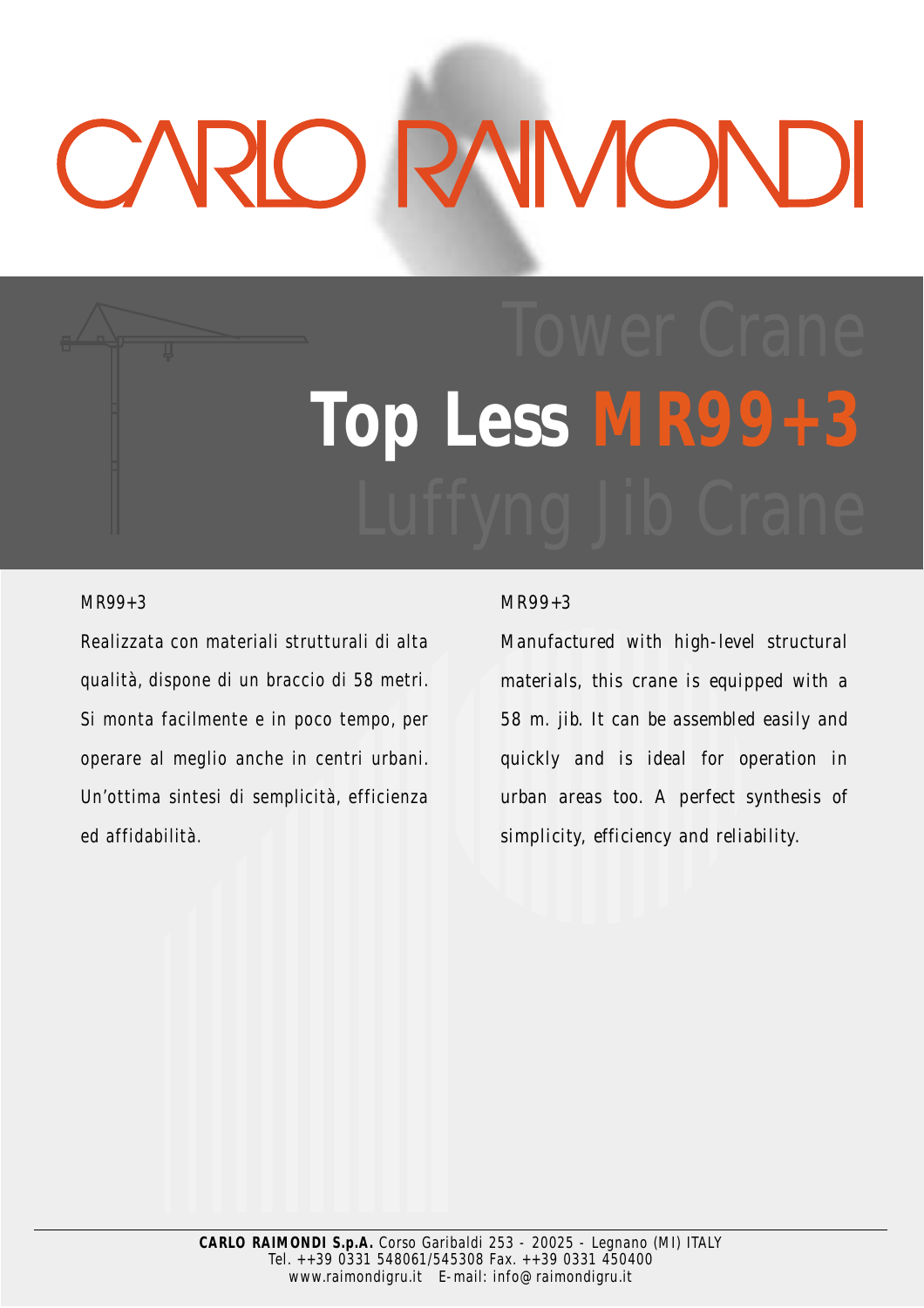# CARLO RAIMONDI

Tower Crane

# Top Less MR99+3

Luffyng Jib Crane

MR99+3

Realizzata con materiali strutturali di alta qualità, dispone di un braccio di 58 metri. Si monta facilmente e in poco tempo, per operare al meglio anche in centri urbani. Un'ottima sintesi di semplicità, efficienza ed affidabilità.

MR99+3

Manufactured with high-level structural materials, this crane is equipped with a 58 m. jib. It can be assembled easily and quickly and is ideal for operation in urban areas too. A perfect synthesis of simplicity, efficiency and reliability.

**CARLO RAIMONDI S.p.A.** Corso Garibaldi 253 - 20025 - Legnano (MI) ITALY
Tel. ++39 0331 548061/545308 Fax. ++39 0331 450400
www.raimondigru.it E-mail: info@raimondigru.it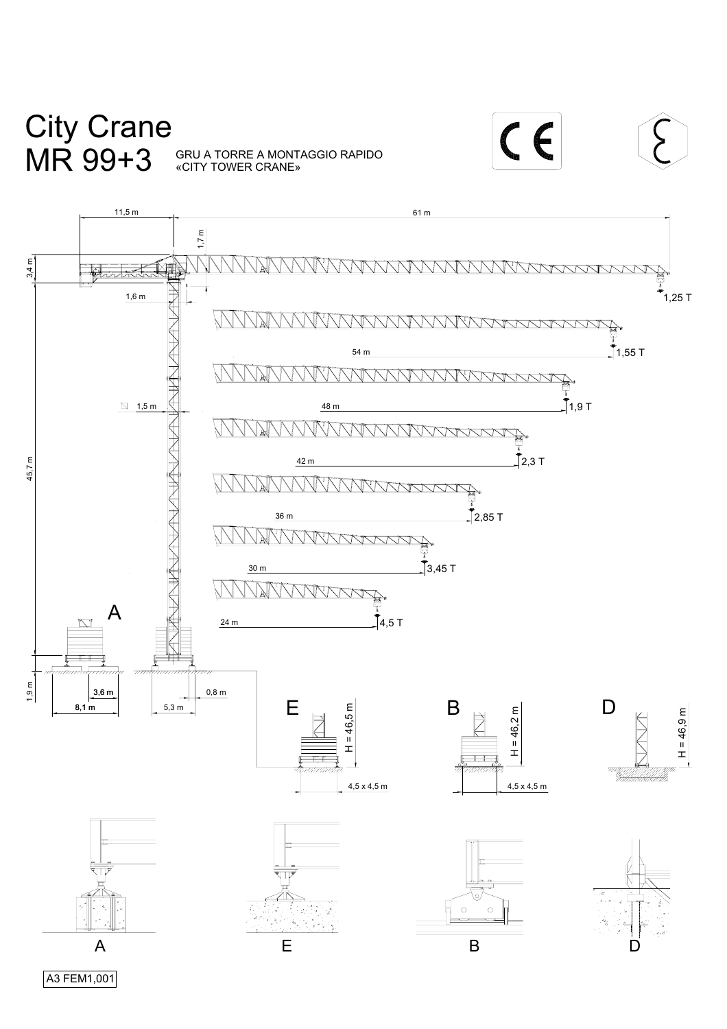# City Crane
# MR 99+3

GRU A TORRE A MONTAGGIO RAPIDO
«CITY TOWER CRANE»

11,5 m

61 m

1,7 m

3,4 m

1,6 m

1,25 T

54 m

1,55 T

1,5 m

48 m

1,9 T

45,7 m

42 m

2,3 T

36 m

2,85 T

30 m

3,45 T

A

24 m

4,5 T

1,9 m

3,6 m

8,1 m

5,3 m

0,8 m

E

H = 46,5 m

4,5 x 4,5 m

B

H = 46,2 m

4,5 x 4,5 m

D

H = 46,9 m

A

E

B

D

A3 FEM1,001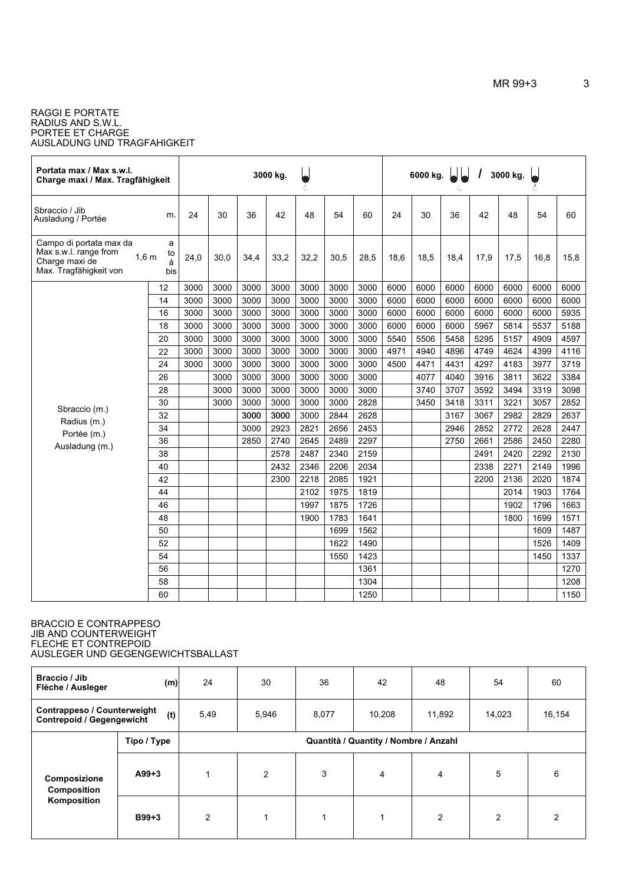RAGGI E PORTATE
RADIUS AND S.W.L.
PORTEE ET CHARGE
AUSLADUNG UND TRAGFAHIGKEIT

| **Portata max / Max s.w.l. Charge maxi / Max. Tragfähigkeit** | | **3000 kg.** | | | | | | | **6000 kg. / 3000 kg.** | | | | | | |
|---|---|---|---|---|---|---|---|---|---|---|---|---|---|---|---|
| Sbraccio / Jib Ausladung / Portée | m. | 24 | 30 | 36 | 42 | 48 | 54 | 60 | 24 | 30 | 36 | 42 | 48 | 54 | 60 |
| Campo di portata max da / Max s.w.l. range from / Charge maxi de / Max. Tragfähigkeit von 1,6 m a / to / à / bis | | 24,0 | 30,0 | 34,4 | 33,2 | 32,2 | 30,5 | 28,5 | 18,6 | 18,5 | 18,4 | 17,9 | 17,5 | 16,8 | 15,8 |
| Sbraccio (m.) Radius (m.) Portée (m.) Ausladung (m.) | 12 | 3000 | 3000 | 3000 | 3000 | 3000 | 3000 | 3000 | 6000 | 6000 | 6000 | 6000 | 6000 | 6000 | 6000 |
| | 14 | 3000 | 3000 | 3000 | 3000 | 3000 | 3000 | 3000 | 6000 | 6000 | 6000 | 6000 | 6000 | 6000 | 6000 |
| | 16 | 3000 | 3000 | 3000 | 3000 | 3000 | 3000 | 3000 | 6000 | 6000 | 6000 | 6000 | 6000 | 6000 | 5935 |
| | 18 | 3000 | 3000 | 3000 | 3000 | 3000 | 3000 | 3000 | 6000 | 6000 | 6000 | 5967 | 5814 | 5537 | 5188 |
| | 20 | 3000 | 3000 | 3000 | 3000 | 3000 | 3000 | 3000 | 5540 | 5506 | 5458 | 5295 | 5157 | 4909 | 4597 |
| | 22 | 3000 | 3000 | 3000 | 3000 | 3000 | 3000 | 3000 | 4971 | 4940 | 4896 | 4749 | 4624 | 4399 | 4116 |
| | 24 | 3000 | 3000 | 3000 | 3000 | 3000 | 3000 | 3000 | 4500 | 4471 | 4431 | 4297 | 4183 | 3977 | 3719 |
| | 26 | | 3000 | 3000 | 3000 | 3000 | 3000 | 3000 | | 4077 | 4040 | 3916 | 3811 | 3622 | 3384 |
| | 28 | | 3000 | 3000 | 3000 | 3000 | 3000 | 3000 | | 3740 | 3707 | 3592 | 3494 | 3319 | 3098 |
| | 30 | | 3000 | 3000 | 3000 | 3000 | 3000 | 2828 | | 3450 | 3418 | 3311 | 3221 | 3057 | 2852 |
| | 32 | | | 3000 | 3000 | 3000 | 2844 | 2628 | | | 3167 | 3067 | 2982 | 2829 | 2637 |
| | 34 | | | 3000 | 2923 | 2821 | 2656 | 2453 | | | 2946 | 2852 | 2772 | 2628 | 2447 |
| | 36 | | | 2850 | 2740 | 2645 | 2489 | 2297 | | | 2750 | 2661 | 2586 | 2450 | 2280 |
| | 38 | | | | 2578 | 2487 | 2340 | 2159 | | | | 2491 | 2420 | 2292 | 2130 |
| | 40 | | | | 2432 | 2346 | 2206 | 2034 | | | | 2338 | 2271 | 2149 | 1996 |
| | 42 | | | | 2300 | 2218 | 2085 | 1921 | | | | 2200 | 2136 | 2020 | 1874 |
| | 44 | | | | | 2102 | 1975 | 1819 | | | | | 2014 | 1903 | 1764 |
| | 46 | | | | | 1997 | 1875 | 1726 | | | | | 1902 | 1796 | 1663 |
| | 48 | | | | | 1900 | 1783 | 1641 | | | | | 1800 | 1699 | 1571 |
| | 50 | | | | | | 1699 | 1562 | | | | | | 1609 | 1487 |
| | 52 | | | | | | 1622 | 1490 | | | | | | 1526 | 1409 |
| | 54 | | | | | | 1550 | 1423 | | | | | | 1450 | 1337 |
| | 56 | | | | | | | 1361 | | | | | | | 1270 |
| | 58 | | | | | | | 1304 | | | | | | | 1208 |
| | 60 | | | | | | | 1250 | | | | | | | 1150 |

BRACCIO E CONTRAPPESO
JIB AND COUNTERWEIGHT
FLECHE ET CONTREPOID
AUSLEGER UND GEGENGEWICHTSBALLAST

| **Braccio / Jib Flèche / Ausleger** | **(m)** | 24 | 30 | 36 | 42 | 48 | 54 | 60 |
|---|---|---|---|---|---|---|---|---|
| **Contrappeso / Counterweight Contrepoid / Gegengewicht** | **(t)** | 5,49 | 5,946 | 8,077 | 10,208 | 11,892 | 14,023 | 16,154 |
| | **Tipo / Type** | **Quantità / Quantity / Nombre / Anzahl** | | | | | | |
| **Composizione Composition Komposition** | **A99+3** | 1 | 2 | 3 | 4 | 4 | 5 | 6 |
| | **B99+3** | 2 | 1 | 1 | 1 | 2 | 2 | 2 |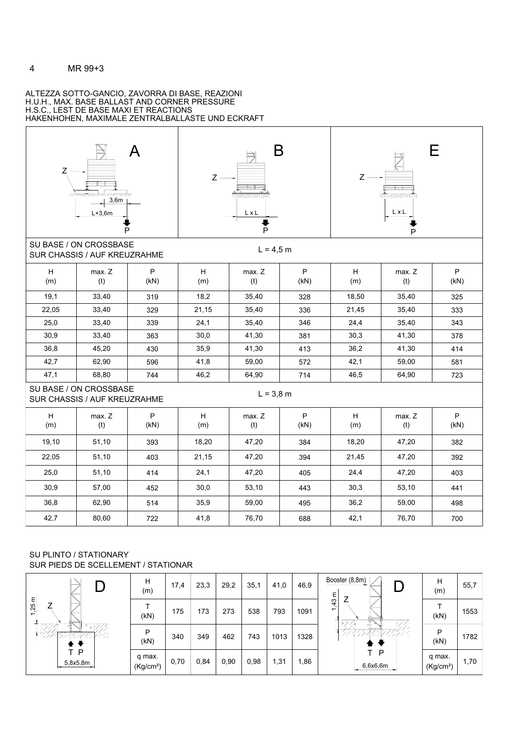MR 99+3

## ALTEZZA SOTTO-GANCIO, ZAVORRA DI BASE, REAZIONI
## H.U.H., MAX. BASE BALLAST AND CORNER PRESSURE
## H.S.C., LEST DE BASE MAXI ET REACTIONS
## HAKENHOHEN, MAXIMALE ZENTRALBALLASTE UND ECKRAFT

| A | | | B | | | E | | |
|---|---|---|---|---|---|---|---|---|
| Z, 3,6m, L+3,6m, P | | | Z, L x L, P | | | Z, L x L, P | | |
| SU BASE / ON CROSSBASE SUR CHASSIS / AUF KREUZRAHME | | | L = 4,5 m | | | | | |
| H (m) | max. Z (t) | P (kN) | H (m) | max. Z (t) | P (kN) | H (m) | max. Z (t) | P (kN) |
| 19,1 | 33,40 | 319 | 18,2 | 35,40 | 328 | 18,50 | 35,40 | 325 |
| 22,05 | 33,40 | 329 | 21,15 | 35,40 | 336 | 21,45 | 35,40 | 333 |
| 25,0 | 33,40 | 339 | 24,1 | 35,40 | 346 | 24,4 | 35,40 | 343 |
| 30,9 | 33,40 | 363 | 30,0 | 41,30 | 381 | 30,3 | 41,30 | 378 |
| 36,8 | 45,20 | 430 | 35,9 | 41,30 | 413 | 36,2 | 41,30 | 414 |
| 42,7 | 62,90 | 596 | 41,8 | 59,00 | 572 | 42,1 | 59,00 | 581 |
| 47,1 | 68,80 | 744 | 46,2 | 64,90 | 714 | 46,5 | 64,90 | 723 |
| SU BASE / ON CROSSBASE SUR CHASSIS / AUF KREUZRAHME | | | L = 3,8 m | | | | | |
| H (m) | max. Z (t) | P (kN) | H (m) | max. Z (t) | P (kN) | H (m) | max. Z (t) | P (kN) |
| 19,10 | 51,10 | 393 | 18,20 | 47,20 | 384 | 18,20 | 47,20 | 382 |
| 22,05 | 51,10 | 403 | 21,15 | 47,20 | 394 | 21,45 | 47,20 | 392 |
| 25,0 | 51,10 | 414 | 24,1 | 47,20 | 405 | 24,4 | 47,20 | 403 |
| 30,9 | 57,00 | 452 | 30,0 | 53,10 | 443 | 30,3 | 53,10 | 441 |
| 36,8 | 62,90 | 514 | 35,9 | 59,00 | 495 | 36,2 | 59,00 | 498 |
| 42,7 | 80,60 | 722 | 41,8 | 76,70 | 688 | 42,1 | 76,70 | 700 |

## SU PLINTO / STATIONARY
## SUR PIEDS DE SCELLEMENT / STATIONAR

D (Z, 1,25 m, T P, 5,8x5,8m)

| H (m) | 17,4 | 23,3 | 29,2 | 35,1 | 41,0 | 46,9 |
|---|---|---|---|---|---|---|
| T (kN) | 175 | 173 | 273 | 538 | 793 | 1091 |
| P (kN) | 340 | 349 | 462 | 743 | 1013 | 1328 |
| q max. (Kg/cm²) | 0,70 | 0,84 | 0,90 | 0,98 | 1,31 | 1,86 |

D (Booster (8,8m), Z, 1,43 m, T P, 6,6x6,6m)

| H (m) | 55,7 |
|---|---|
| T (kN) | 1553 |
| P (kN) | 1782 |
| q max. (Kg/cm²) | 1,70 |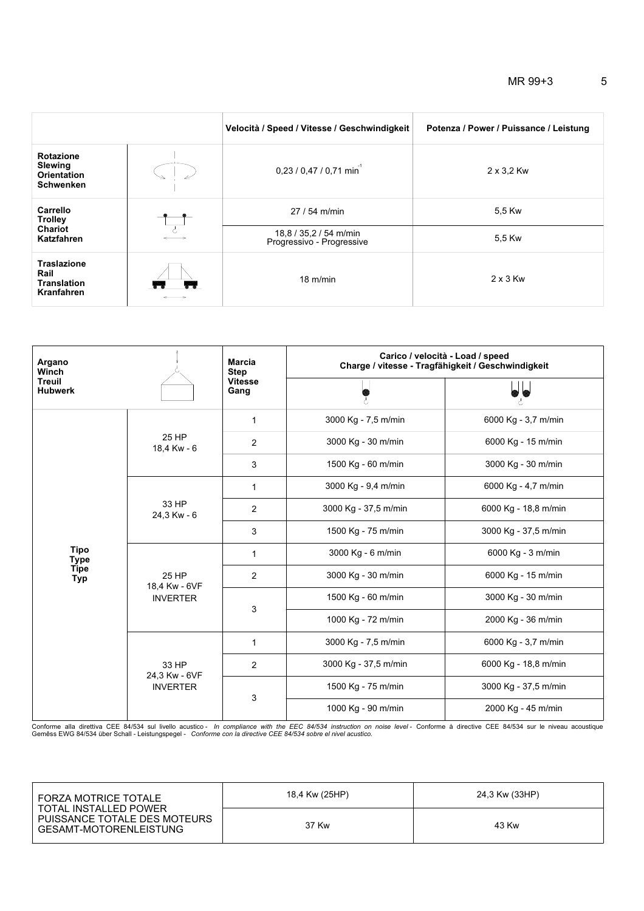| | | Velocità / Speed / Vitesse / Geschwindigkeit | Potenza / Power / Puissance / Leistung |
|---|---|---|---|
| **Rotazione Slewing Orientation Schwenken** | | 0,23 / 0,47 / 0,71 min$^{-1}$ | 2 x 3,2 Kw |
| **Carrello Trolley Chariot Katzfahren** | | 27 / 54 m/min | 5,5 Kw |
| | | 18,8 / 35,2 / 54 m/min Progressivo - Progressive | 5,5 Kw |
| **Traslazione Rail Translation Kranfahren** | | 18 m/min | 2 x 3 Kw |

| **Argano Winch Treuil Hubwerk** | | **Marcia Step Vitesse Gang** | **Carico / velocità - Load / speed Charge / vitesse - Tragfähigkeit / Geschwindigkeit** | |
|---|---|---|---|---|
| | | | | |
| **Tipo Type Tipe Typ** | 25 HP 18,4 Kw - 6 | 1 | 3000 Kg - 7,5 m/min | 6000 Kg - 3,7 m/min |
| | | 2 | 3000 Kg - 30 m/min | 6000 Kg - 15 m/min |
| | | 3 | 1500 Kg - 60 m/min | 3000 Kg - 30 m/min |
| | 33 HP 24,3 Kw - 6 | 1 | 3000 Kg - 9,4 m/min | 6000 Kg - 4,7 m/min |
| | | 2 | 3000 Kg - 37,5 m/min | 6000 Kg - 18,8 m/min |
| | | 3 | 1500 Kg - 75 m/min | 3000 Kg - 37,5 m/min |
| | 25 HP 18,4 Kw - 6VF INVERTER | 1 | 3000 Kg - 6 m/min | 6000 Kg - 3 m/min |
| | | 2 | 3000 Kg - 30 m/min | 6000 Kg - 15 m/min |
| | | 3 | 1500 Kg - 60 m/min | 3000 Kg - 30 m/min |
| | | | 1000 Kg - 72 m/min | 2000 Kg - 36 m/min |
| | 33 HP 24,3 Kw - 6VF INVERTER | 1 | 3000 Kg - 7,5 m/min | 6000 Kg - 3,7 m/min |
| | | 2 | 3000 Kg - 37,5 m/min | 6000 Kg - 18,8 m/min |
| | | 3 | 1500 Kg - 75 m/min | 3000 Kg - 37,5 m/min |
| | | | 1000 Kg - 90 m/min | 2000 Kg - 45 m/min |

Conforme alla direttiva CEE 84/534 sul livello acustico - *In compliance with the EEC 84/534 instruction on noise level* - Conforme à directive CEE 84/534 sur le niveau acoustique Gemëss EWG 84/534 über Schall - Leistungspegel - *Conforme con la directive CEE 84/534 sobre el nivel acustico.*

| FORZA MOTRICE TOTALE TOTAL INSTALLED POWER PUISSANCE TOTALE DES MOTEURS GESAMT-MOTORENLEISTUNG | 18,4 Kw (25HP) | 24,3 Kw (33HP) |
|---|---|---|
| | 37 Kw | 43 Kw |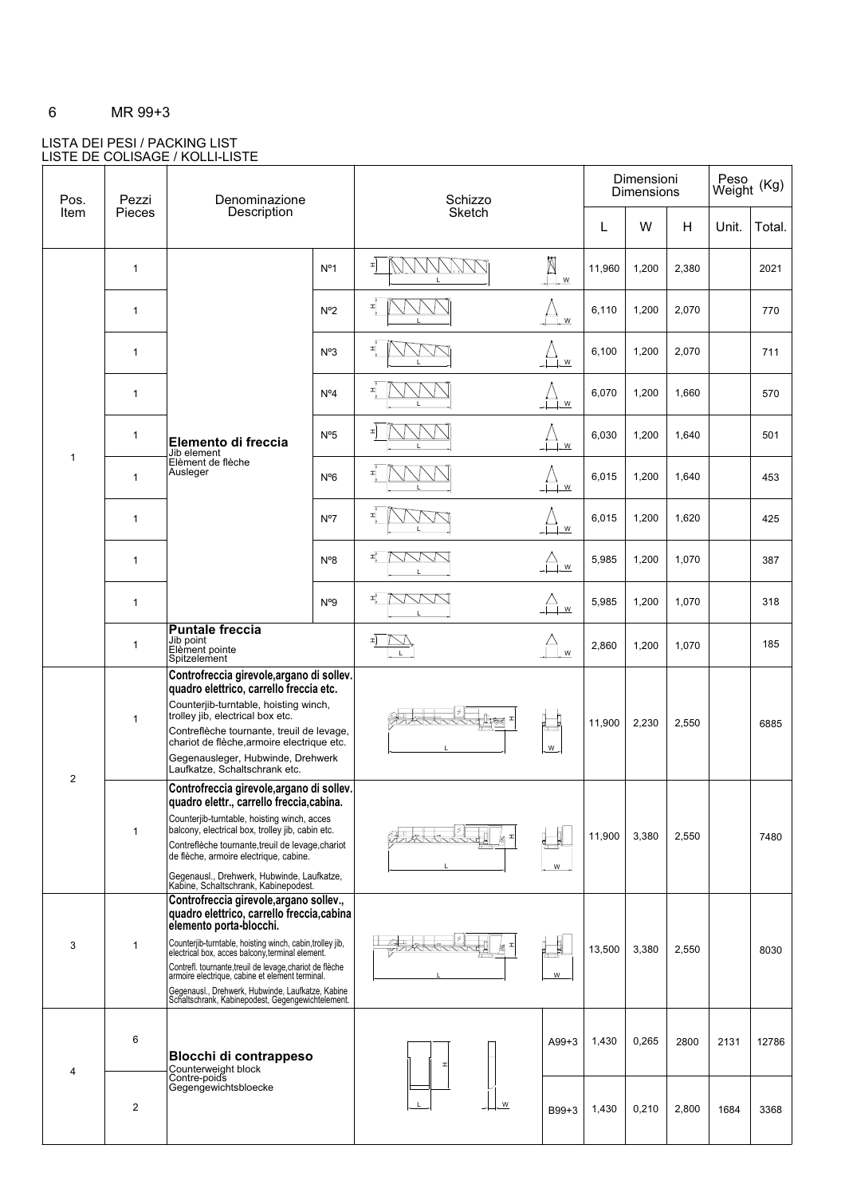MR 99+3

LISTA DEI PESI / PACKING LIST
LISTE DE COLISAGE / KOLLI-LISTE

| Pos. Item | Pezzi Pieces | Denominazione Description | | Schizzo Sketch | | Dimensioni Dimensions L | W | H | Peso Weight (Kg) Unit. | Total. |
|---|---|---|---|---|---|---|---|---|---|---|
| 1 | 1 | **Elemento di freccia** Jib element Elèment de flèche Ausleger | Nº1 | | | 11,960 | 1,200 | 2,380 | | 2021 |
| | 1 | | Nº2 | | | 6,110 | 1,200 | 2,070 | | 770 |
| | 1 | | Nº3 | | | 6,100 | 1,200 | 2,070 | | 711 |
| | 1 | | Nº4 | | | 6,070 | 1,200 | 1,660 | | 570 |
| | 1 | | Nº5 | | | 6,030 | 1,200 | 1,640 | | 501 |
| | 1 | | Nº6 | | | 6,015 | 1,200 | 1,640 | | 453 |
| | 1 | | Nº7 | | | 6,015 | 1,200 | 1,620 | | 425 |
| | 1 | | Nº8 | | | 5,985 | 1,200 | 1,070 | | 387 |
| | 1 | | Nº9 | | | 5,985 | 1,200 | 1,070 | | 318 |
| | 1 | **Puntale freccia** Jib point Elèment pointe Spitzelement | | | | 2,860 | 1,200 | 1,070 | | 185 |
| 2 | 1 | **Controfreccia girevole,argano di sollev. quadro elettrico, carrello freccia etc.** Counterjib-turntable, hoisting winch, trolley jib, electrical box etc. Contreflèche tournante, treuil de levage, chariot de flèche,armoire electrique etc. Gegenausleger, Hubwinde, Drehwerk Laufkatze, Schaltschrank etc. | | | | 11,900 | 2,230 | 2,550 | | 6885 |
| | 1 | **Controfreccia girevole,argano di sollev. quadro elettr., carrello freccia,cabina.** Counterjib-turntable, hoisting winch, acces balcony, electrical box, trolley jib, cabin etc. Contreflèche tournante,treuil de levage,chariot de flèche, armoire electrique, cabine. Gegenausl., Drehwerk, Hubwinde, Laufkatze, Kabine, Schaltschrank, Kabinepodest. | | | | 11,900 | 3,380 | 2,550 | | 7480 |
| 3 | 1 | **Controfreccia girevole,argano sollev., quadro elettrico, carrello freccia,cabina elemento porta-blocchi.** Counterjib-turntable, hoisting winch, cabin,trolley jib, electrical box, acces balcony,terminal element. Contrefl. tournante,treuil de levage,chariot de flèche armoire electrique, cabine et element terminal. Gegenausl., Drehwerk, Hubwinde, Laufkatze, Kabine Schaltschrank, Kabinepodest, Gegengewichtelement. | | | | 13,500 | 3,380 | 2,550 | | 8030 |
| 4 | 6 | **Blocchi di contrappeso** Counterweight block Contre-poids Gegengewichtsbloecke | | | A99+3 | 1,430 | 0,265 | 2800 | 2131 | 12786 |
| | 2 | | | | B99+3 | 1,430 | 0,210 | 2,800 | 1684 | 3368 |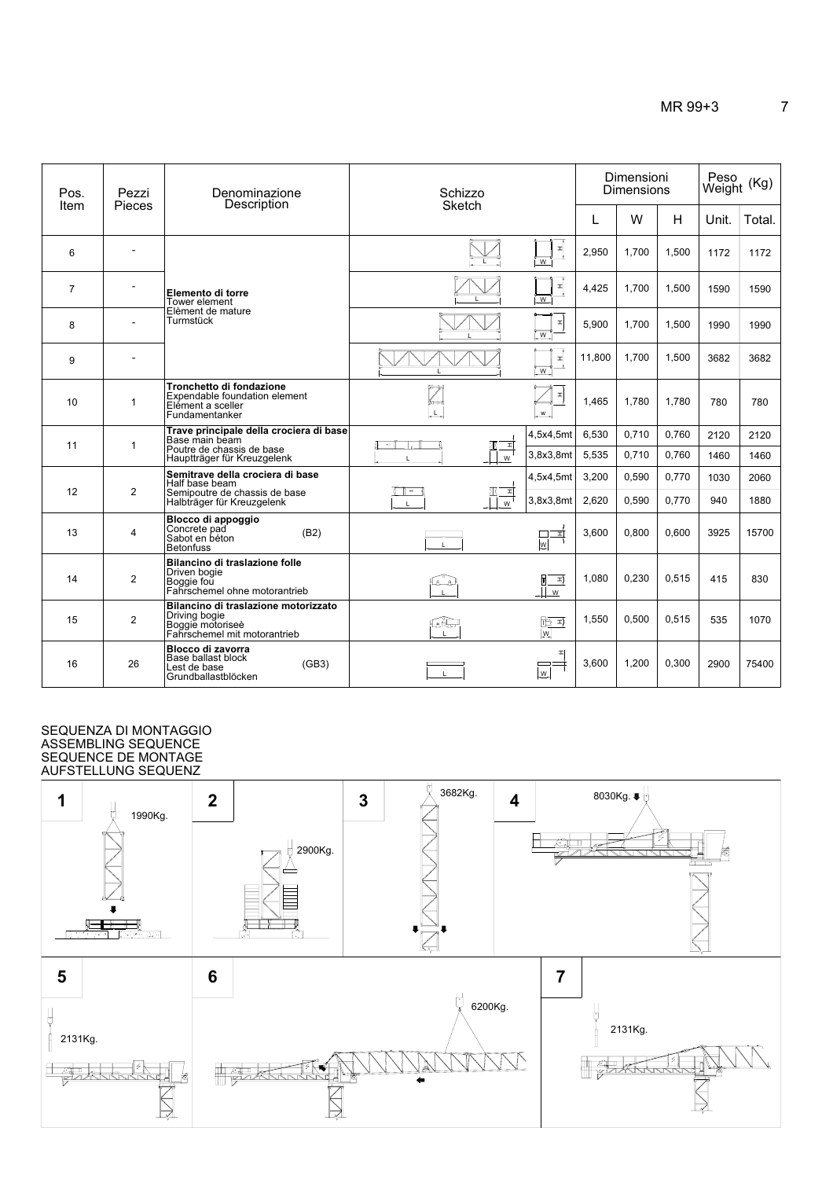| Pos. Item | Pezzi Pieces | Denominazione Description | Schizzo Sketch | | Dimensioni Dimensions L | W | H | Peso Weight (Kg) Unit. | Total. |
|---|---|---|---|---|---|---|---|---|---|
| 6 | - | **Elemento di torre** Tower element Elément de mature Turmstück | | | 2,950 | 1,700 | 1,500 | 1172 | 1172 |
| 7 | - | | | | 4,425 | 1,700 | 1,500 | 1590 | 1590 |
| 8 | - | | | | 5,900 | 1,700 | 1,500 | 1990 | 1990 |
| 9 | - | | | | 11,800 | 1,700 | 1,500 | 3682 | 3682 |
| 10 | 1 | **Tronchetto di fondazione** Expendable foundation element Elément a sceller Fundamentanker | | | 1,465 | 1,780 | 1,780 | 780 | 780 |
| 11 | 1 | **Trave principale della crociera di base** Base main beam Poutre de chassis de base Hauptträger für Kreuzgelenk | | 4,5x4,5mt | 6,530 | 0,710 | 0,760 | 2120 | 2120 |
| | | | | 3,8x3,8mt | 5,535 | 0,710 | 0,760 | 1460 | 1460 |
| 12 | 2 | **Semitrave della crociera di base** Half base beam Semipoutre de chassis de base Halbträger für Kreuzgelenk | | 4,5x4,5mt | 3,200 | 0,590 | 0,770 | 1030 | 2060 |
| | | | | 3,8x3,8mt | 2,620 | 0,590 | 0,770 | 940 | 1880 |
| 13 | 4 | **Blocco di appoggio** Concrete pad Sabot en béton Betonfuss (B2) | | | 3,600 | 0,800 | 0,600 | 3925 | 15700 |
| 14 | 2 | **Bilancino di traslazione folle** Driven bogie Boggie fou Fahrschemel ohne motorantrieb | | | 1,080 | 0,230 | 0,515 | 415 | 830 |
| 15 | 2 | **Bilancino di traslazione motorizzato** Driving bogie Boggie motoriseè Fahrschemel mit motorantrieb | | | 1,550 | 0,500 | 0,515 | 535 | 1070 |
| 16 | 26 | **Blocco di zavorra** Base ballast block Lest de base Grundballastblöcken (GB3) | | | 3,600 | 1,200 | 0,300 | 2900 | 75400 |

SEQUENZA DI MONTAGGIO
ASSEMBLING SEQUENCE
SEQUENCE DE MONTAGE
AUFSTELLUNG SEQUENZ

**1** 1990Kg.

**2** 2900Kg.

**3** 3682Kg.

**4** 8030Kg.

**5** 2131Kg.

**6** 6200Kg.

**7** 2131Kg.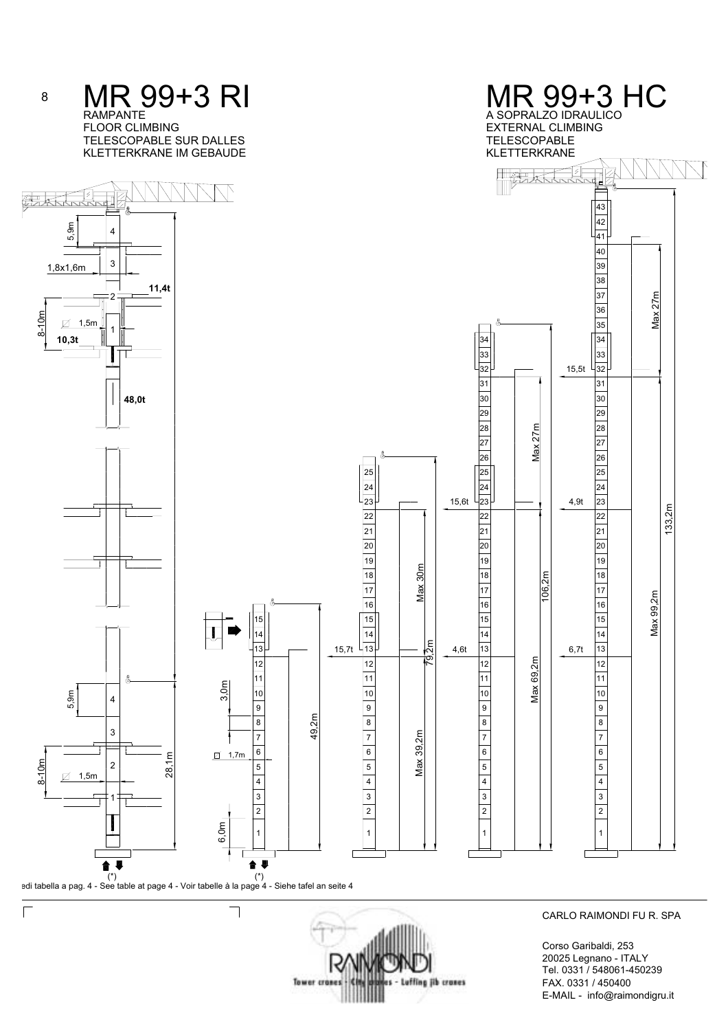# MR 99+3 RI

RAMPANTE
FLOOR CLIMBING
TELESCOPABLE SUR DALLES
KLETTERKRANE IM GEBAUDE

# MR 99+3 HC

A SOPRALZO IDRAULICO
EXTERNAL CLIMBING
TELESCOPABLE
KLETTERKRANE

5,9m
1,8x1,6m
11,4t
8-10m
1,5m
10,3t
48,0t
5,9m
8-10m
1,5m
28,1m

3,0m
1,7m
6,0m
49,2m

15,7t
Max 30m
79,2m
Max 39,2m

15,6t
Max 27m
4,6t
106,2m
Max 69,2m

15,5t
Max 27m
4,9t
6,7t
133,2m
Max 99,2m

(*) (*)
edi tabella a pag. 4 - See table at page 4 - Voir tabelle à la page 4 - Siehe tafel an seite 4

CARLO RAIMONDI FU R. SPA

Corso Garibaldi, 253
20025 Legnano - ITALY
Tel. 0331 / 548061-450239
FAX. 0331 / 450400
E-MAIL - info@raimondigru.it

RAIMONDI
Tower cranes - City cranes - Luffing jib cranes